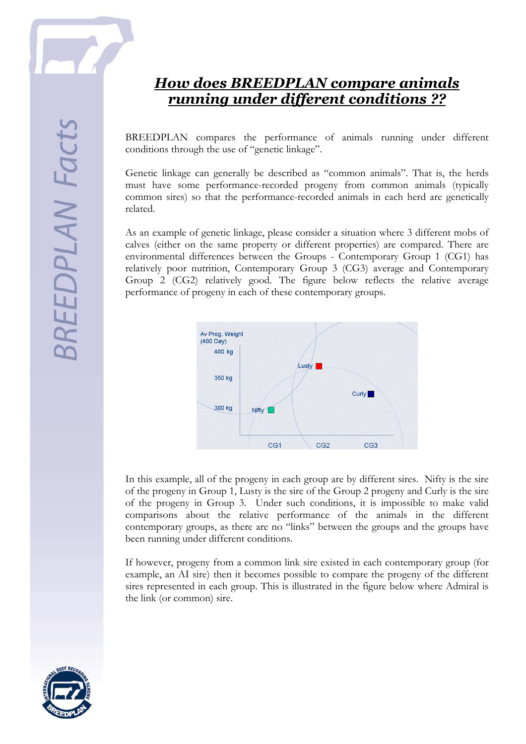# *How does BREEDPLAN compare animals running under different conditions ??*

BREEDPLAN compares the performance of animals running under different conditions through the use of "genetic linkage".

Genetic linkage can generally be described as "common animals". That is, the herds must have some performance-recorded progeny from common animals (typically common sires) so that the performance-recorded animals in each herd are genetically related.

As an example of genetic linkage, please consider a situation where 3 different mobs of calves (either on the same property or different properties) are compared. There are environmental differences between the Groups - Contemporary Group 1 (CG1) has relatively poor nutrition, Contemporary Group 3 (CG3) average and Contemporary Group 2 (CG2) relatively good. The figure below reflects the relative average performance of progeny in each of these contemporary groups.

Av Prog. Weight (400 Day)

400 kg

350 kg

300 kg

Lusty

Curly

Nifty

CG1 CG2 CG3

In this example, all of the progeny in each group are by different sires. Nifty is the sire of the progeny in Group 1, Lusty is the sire of the Group 2 progeny and Curly is the sire of the progeny in Group 3. Under such conditions, it is impossible to make valid comparisons about the relative performance of the animals in the different contemporary groups, as there are no "links" between the groups and the groups have been running under different conditions.

If however, progeny from a common link sire existed in each contemporary group (for example, an AI sire) then it becomes possible to compare the progeny of the different sires represented in each group. This is illustrated in the figure below where Admiral is the link (or common) sire.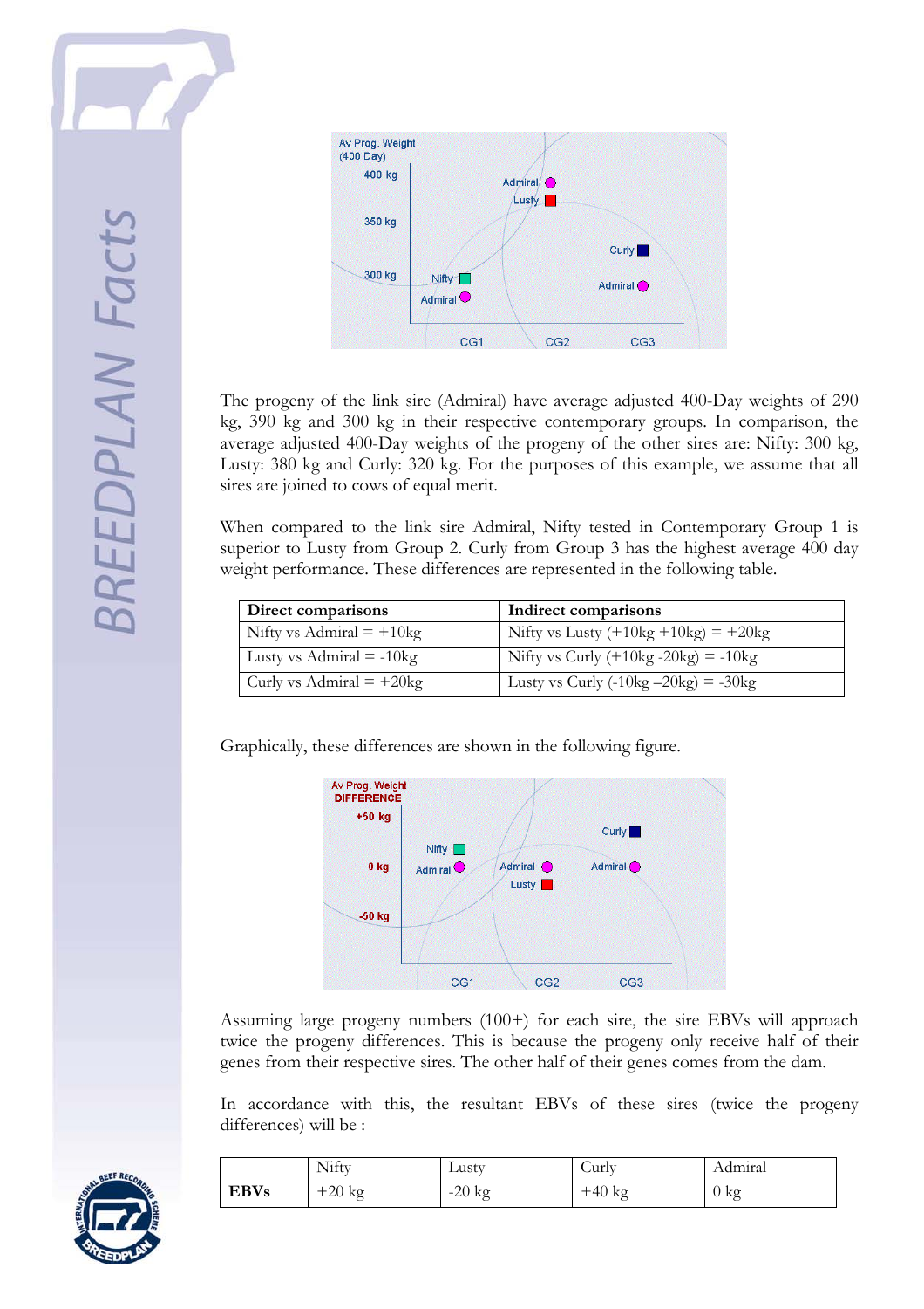The progeny of the link sire (Admiral) have average adjusted 400-Day weights of 290 kg, 390 kg and 300 kg in their respective contemporary groups. In comparison, the average adjusted 400-Day weights of the progeny of the other sires are: Nifty: 300 kg, Lusty: 380 kg and Curly: 320 kg. For the purposes of this example, we assume that all sires are joined to cows of equal merit.

When compared to the link sire Admiral, Nifty tested in Contemporary Group 1 is superior to Lusty from Group 2. Curly from Group 3 has the highest average 400 day weight performance. These differences are represented in the following table.

| Direct comparisons | Indirect comparisons |
|---|---|
| Nifty vs Admiral = +10kg | Nifty vs Lusty (+10kg +10kg) = +20kg |
| Lusty vs Admiral = -10kg | Nifty vs Curly (+10kg -20kg) = -10kg |
| Curly vs Admiral = +20kg | Lusty vs Curly (-10kg –20kg) = -30kg |

Graphically, these differences are shown in the following figure.

Assuming large progeny numbers (100+) for each sire, the sire EBVs will approach twice the progeny differences. This is because the progeny only receive half of their genes from their respective sires. The other half of their genes comes from the dam.

In accordance with this, the resultant EBVs of these sires (twice the progeny differences) will be :

| | Nifty | Lusty | Curly | Admiral |
|---|---|---|---|---|
| **EBVs** | +20 kg | -20 kg | +40 kg | 0 kg |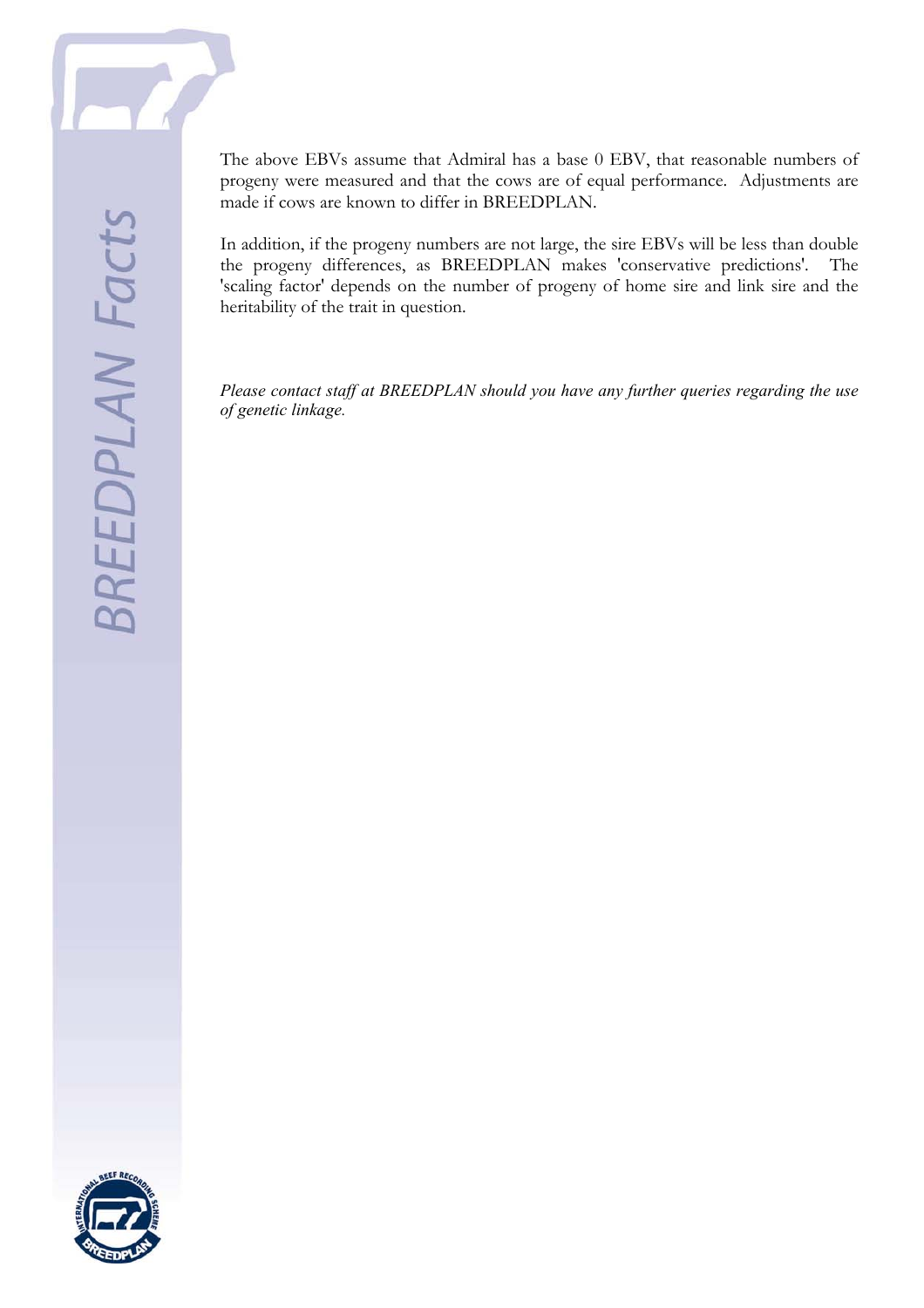The above EBVs assume that Admiral has a base 0 EBV, that reasonable numbers of progeny were measured and that the cows are of equal performance. Adjustments are made if cows are known to differ in BREEDPLAN.

In addition, if the progeny numbers are not large, the sire EBVs will be less than double the progeny differences, as BREEDPLAN makes 'conservative predictions'. The 'scaling factor' depends on the number of progeny of home sire and link sire and the heritability of the trait in question.

*Please contact staff at BREEDPLAN should you have any further queries regarding the use of genetic linkage.*